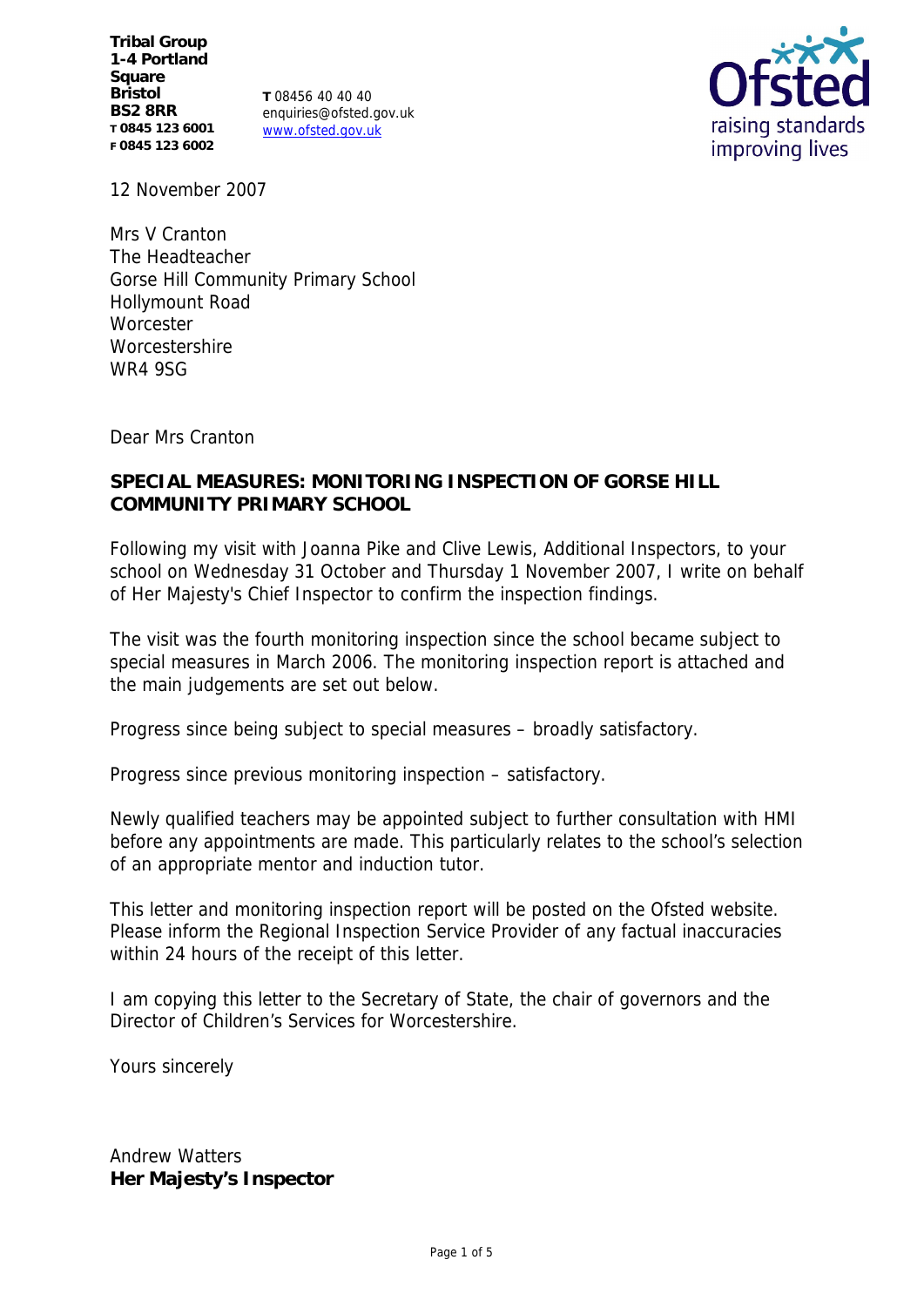**Tribal Group**
**1-4 Portland Square**
**Bristol**
**BS2 8RR**
**T 0845 123 6001**
**F 0845 123 6002**

T 08456 40 40 40
enquiries@ofsted.gov.uk
www.ofsted.gov.uk

Ofsted
raising standards
improving lives

12 November 2007

Mrs V Cranton
The Headteacher
Gorse Hill Community Primary School
Hollymount Road
Worcester
Worcestershire
WR4 9SG

Dear Mrs Cranton

**SPECIAL MEASURES: MONITORING INSPECTION OF GORSE HILL COMMUNITY PRIMARY SCHOOL**

Following my visit with Joanna Pike and Clive Lewis, Additional Inspectors, to your school on Wednesday 31 October and Thursday 1 November 2007, I write on behalf of Her Majesty's Chief Inspector to confirm the inspection findings.

The visit was the fourth monitoring inspection since the school became subject to special measures in March 2006. The monitoring inspection report is attached and the main judgements are set out below.

Progress since being subject to special measures – broadly satisfactory.

Progress since previous monitoring inspection – satisfactory.

Newly qualified teachers may be appointed subject to further consultation with HMI before any appointments are made. This particularly relates to the school's selection of an appropriate mentor and induction tutor.

This letter and monitoring inspection report will be posted on the Ofsted website. Please inform the Regional Inspection Service Provider of any factual inaccuracies within 24 hours of the receipt of this letter.

I am copying this letter to the Secretary of State, the chair of governors and the Director of Children's Services for Worcestershire.

Yours sincerely

Andrew Watters
**Her Majesty's Inspector**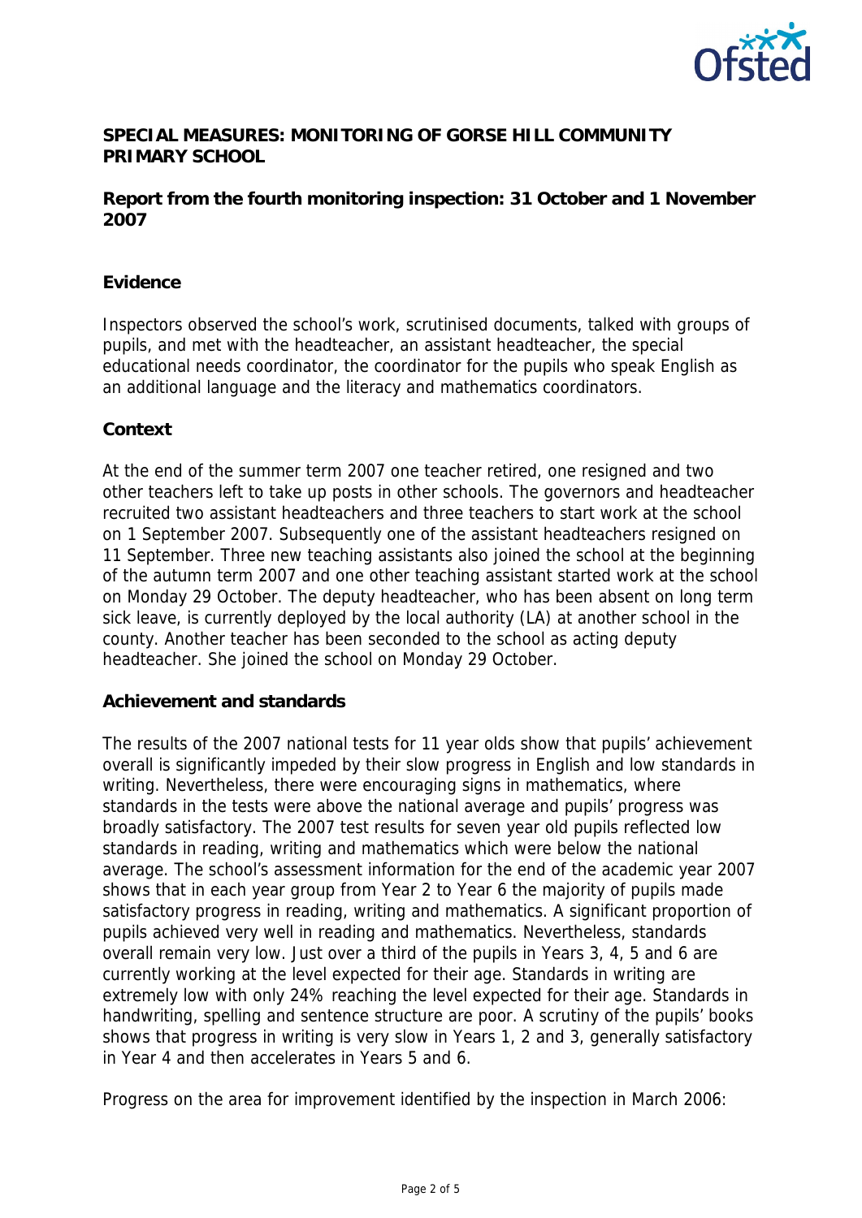**SPECIAL MEASURES: MONITORING OF GORSE HILL COMMUNITY PRIMARY SCHOOL**

**Report from the fourth monitoring inspection: 31 October and 1 November 2007**

**Evidence**

Inspectors observed the school's work, scrutinised documents, talked with groups of pupils, and met with the headteacher, an assistant headteacher, the special educational needs coordinator, the coordinator for the pupils who speak English as an additional language and the literacy and mathematics coordinators.

**Context**

At the end of the summer term 2007 one teacher retired, one resigned and two other teachers left to take up posts in other schools. The governors and headteacher recruited two assistant headteachers and three teachers to start work at the school on 1 September 2007. Subsequently one of the assistant headteachers resigned on 11 September. Three new teaching assistants also joined the school at the beginning of the autumn term 2007 and one other teaching assistant started work at the school on Monday 29 October. The deputy headteacher, who has been absent on long term sick leave, is currently deployed by the local authority (LA) at another school in the county. Another teacher has been seconded to the school as acting deputy headteacher. She joined the school on Monday 29 October.

**Achievement and standards**

The results of the 2007 national tests for 11 year olds show that pupils' achievement overall is significantly impeded by their slow progress in English and low standards in writing. Nevertheless, there were encouraging signs in mathematics, where standards in the tests were above the national average and pupils' progress was broadly satisfactory. The 2007 test results for seven year old pupils reflected low standards in reading, writing and mathematics which were below the national average. The school's assessment information for the end of the academic year 2007 shows that in each year group from Year 2 to Year 6 the majority of pupils made satisfactory progress in reading, writing and mathematics. A significant proportion of pupils achieved very well in reading and mathematics. Nevertheless, standards overall remain very low. Just over a third of the pupils in Years 3, 4, 5 and 6 are currently working at the level expected for their age. Standards in writing are extremely low with only 24% reaching the level expected for their age. Standards in handwriting, spelling and sentence structure are poor. A scrutiny of the pupils' books shows that progress in writing is very slow in Years 1, 2 and 3, generally satisfactory in Year 4 and then accelerates in Years 5 and 6.

Progress on the area for improvement identified by the inspection in March 2006: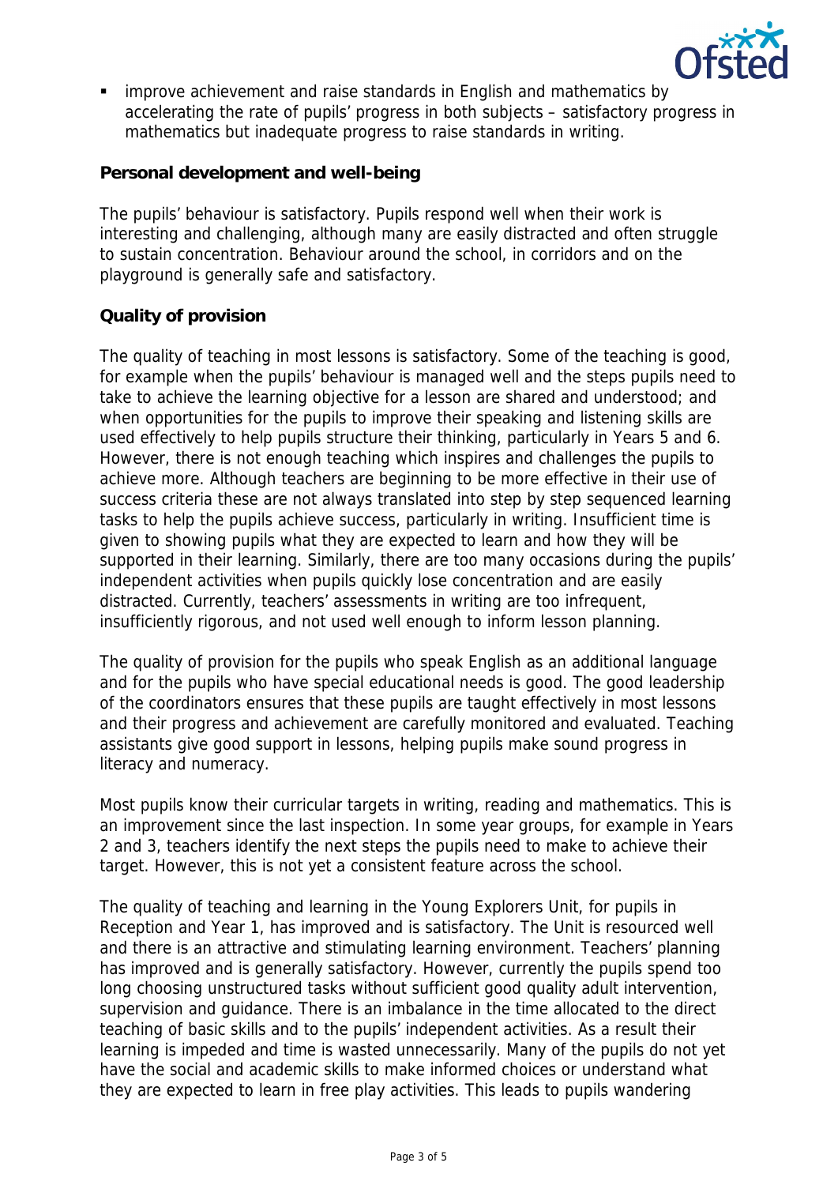- improve achievement and raise standards in English and mathematics by accelerating the rate of pupils' progress in both subjects – satisfactory progress in mathematics but inadequate progress to raise standards in writing.

**Personal development and well-being**

The pupils' behaviour is satisfactory. Pupils respond well when their work is interesting and challenging, although many are easily distracted and often struggle to sustain concentration. Behaviour around the school, in corridors and on the playground is generally safe and satisfactory.

**Quality of provision**

The quality of teaching in most lessons is satisfactory. Some of the teaching is good, for example when the pupils' behaviour is managed well and the steps pupils need to take to achieve the learning objective for a lesson are shared and understood; and when opportunities for the pupils to improve their speaking and listening skills are used effectively to help pupils structure their thinking, particularly in Years 5 and 6. However, there is not enough teaching which inspires and challenges the pupils to achieve more. Although teachers are beginning to be more effective in their use of success criteria these are not always translated into step by step sequenced learning tasks to help the pupils achieve success, particularly in writing. Insufficient time is given to showing pupils what they are expected to learn and how they will be supported in their learning. Similarly, there are too many occasions during the pupils' independent activities when pupils quickly lose concentration and are easily distracted. Currently, teachers' assessments in writing are too infrequent, insufficiently rigorous, and not used well enough to inform lesson planning.

The quality of provision for the pupils who speak English as an additional language and for the pupils who have special educational needs is good. The good leadership of the coordinators ensures that these pupils are taught effectively in most lessons and their progress and achievement are carefully monitored and evaluated. Teaching assistants give good support in lessons, helping pupils make sound progress in literacy and numeracy.

Most pupils know their curricular targets in writing, reading and mathematics. This is an improvement since the last inspection. In some year groups, for example in Years 2 and 3, teachers identify the next steps the pupils need to make to achieve their target. However, this is not yet a consistent feature across the school.

The quality of teaching and learning in the Young Explorers Unit, for pupils in Reception and Year 1, has improved and is satisfactory. The Unit is resourced well and there is an attractive and stimulating learning environment. Teachers' planning has improved and is generally satisfactory. However, currently the pupils spend too long choosing unstructured tasks without sufficient good quality adult intervention, supervision and guidance. There is an imbalance in the time allocated to the direct teaching of basic skills and to the pupils' independent activities. As a result their learning is impeded and time is wasted unnecessarily. Many of the pupils do not yet have the social and academic skills to make informed choices or understand what they are expected to learn in free play activities. This leads to pupils wandering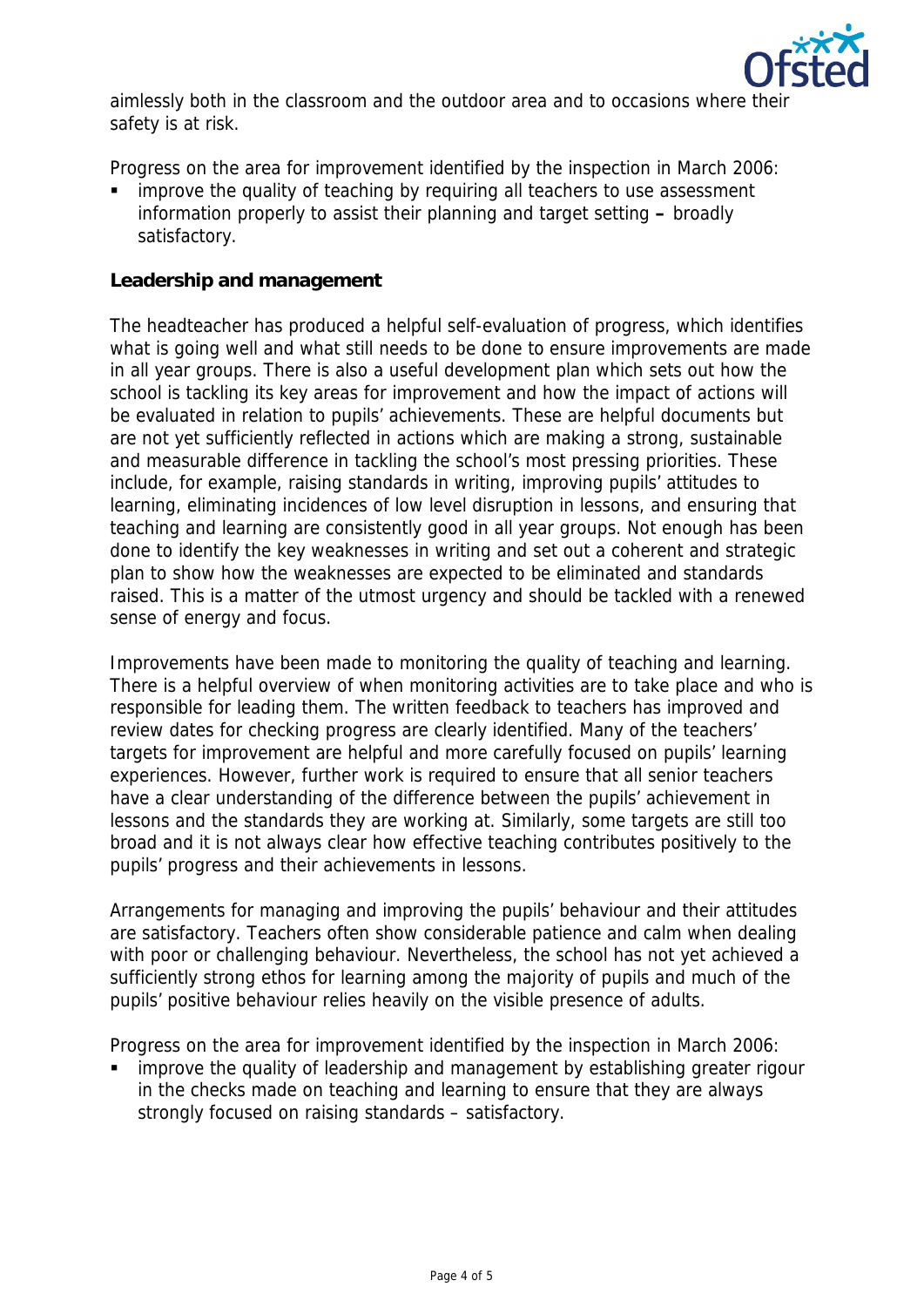aimlessly both in the classroom and the outdoor area and to occasions where their safety is at risk.

Progress on the area for improvement identified by the inspection in March 2006:

- improve the quality of teaching by requiring all teachers to use assessment information properly to assist their planning and target setting **–** broadly satisfactory.

**Leadership and management**

The headteacher has produced a helpful self-evaluation of progress, which identifies what is going well and what still needs to be done to ensure improvements are made in all year groups. There is also a useful development plan which sets out how the school is tackling its key areas for improvement and how the impact of actions will be evaluated in relation to pupils' achievements. These are helpful documents but are not yet sufficiently reflected in actions which are making a strong, sustainable and measurable difference in tackling the school's most pressing priorities. These include, for example, raising standards in writing, improving pupils' attitudes to learning, eliminating incidences of low level disruption in lessons, and ensuring that teaching and learning are consistently good in all year groups. Not enough has been done to identify the key weaknesses in writing and set out a coherent and strategic plan to show how the weaknesses are expected to be eliminated and standards raised. This is a matter of the utmost urgency and should be tackled with a renewed sense of energy and focus.

Improvements have been made to monitoring the quality of teaching and learning. There is a helpful overview of when monitoring activities are to take place and who is responsible for leading them. The written feedback to teachers has improved and review dates for checking progress are clearly identified. Many of the teachers' targets for improvement are helpful and more carefully focused on pupils' learning experiences. However, further work is required to ensure that all senior teachers have a clear understanding of the difference between the pupils' achievement in lessons and the standards they are working at. Similarly, some targets are still too broad and it is not always clear how effective teaching contributes positively to the pupils' progress and their achievements in lessons.

Arrangements for managing and improving the pupils' behaviour and their attitudes are satisfactory. Teachers often show considerable patience and calm when dealing with poor or challenging behaviour. Nevertheless, the school has not yet achieved a sufficiently strong ethos for learning among the majority of pupils and much of the pupils' positive behaviour relies heavily on the visible presence of adults.

Progress on the area for improvement identified by the inspection in March 2006:

- improve the quality of leadership and management by establishing greater rigour in the checks made on teaching and learning to ensure that they are always strongly focused on raising standards – satisfactory.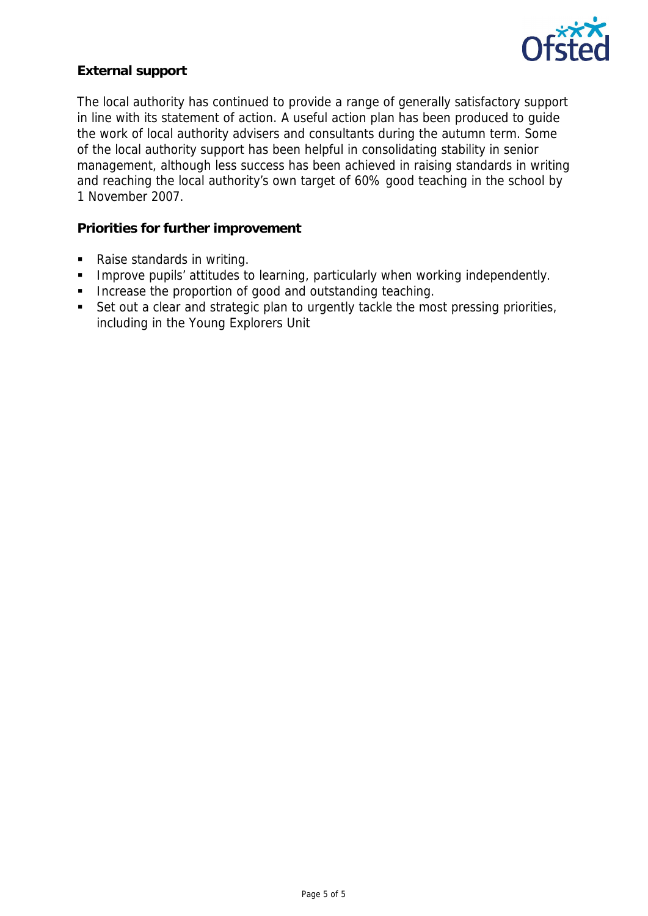### External support

The local authority has continued to provide a range of generally satisfactory support in line with its statement of action. A useful action plan has been produced to guide the work of local authority advisers and consultants during the autumn term. Some of the local authority support has been helpful in consolidating stability in senior management, although less success has been achieved in raising standards in writing and reaching the local authority's own target of 60% good teaching in the school by 1 November 2007.

### Priorities for further improvement

- Raise standards in writing.
- Improve pupils' attitudes to learning, particularly when working independently.
- Increase the proportion of good and outstanding teaching.
- Set out a clear and strategic plan to urgently tackle the most pressing priorities, including in the Young Explorers Unit